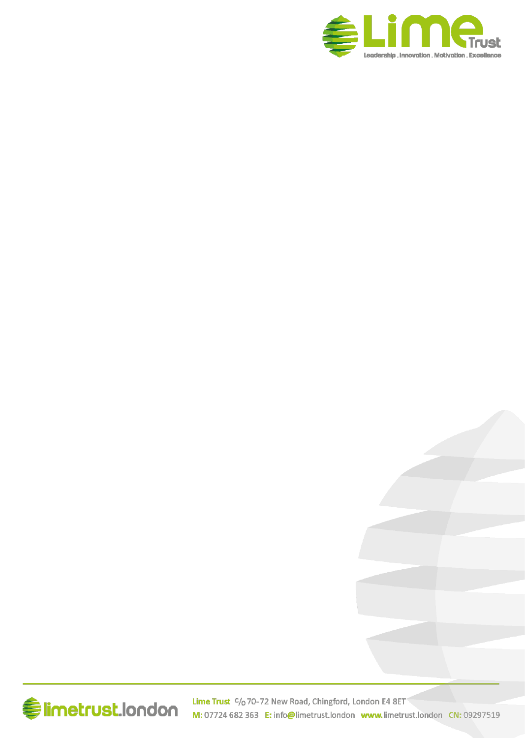**Lime Trust**

Leadership . Innovation . Motivation . Excellence

limetrust.london

**Lime Trust** c/o 70-72 New Road, Chingford, London E4 8ET

**M:** 07724 682 363 **E:** info@limetrust.london **www.**limetrust.london **CN:** 09297519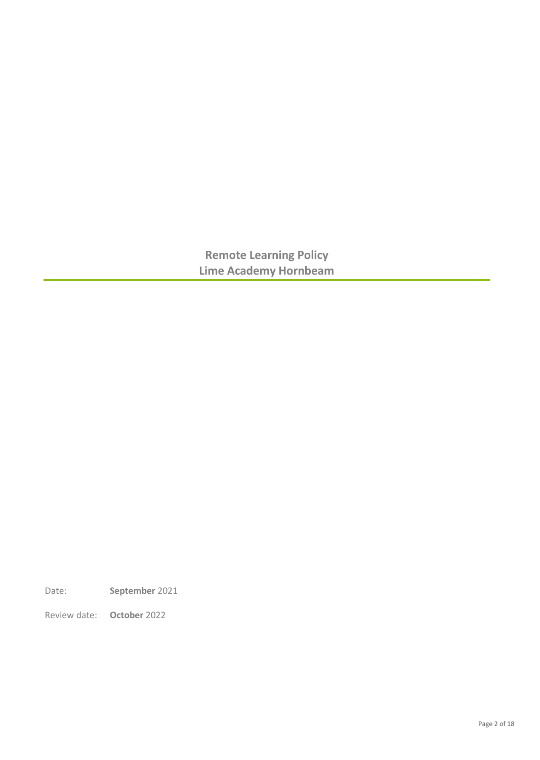# Remote Learning Policy
# Lime Academy Hornbeam

Date: **September** 2021

Review date: **October** 2022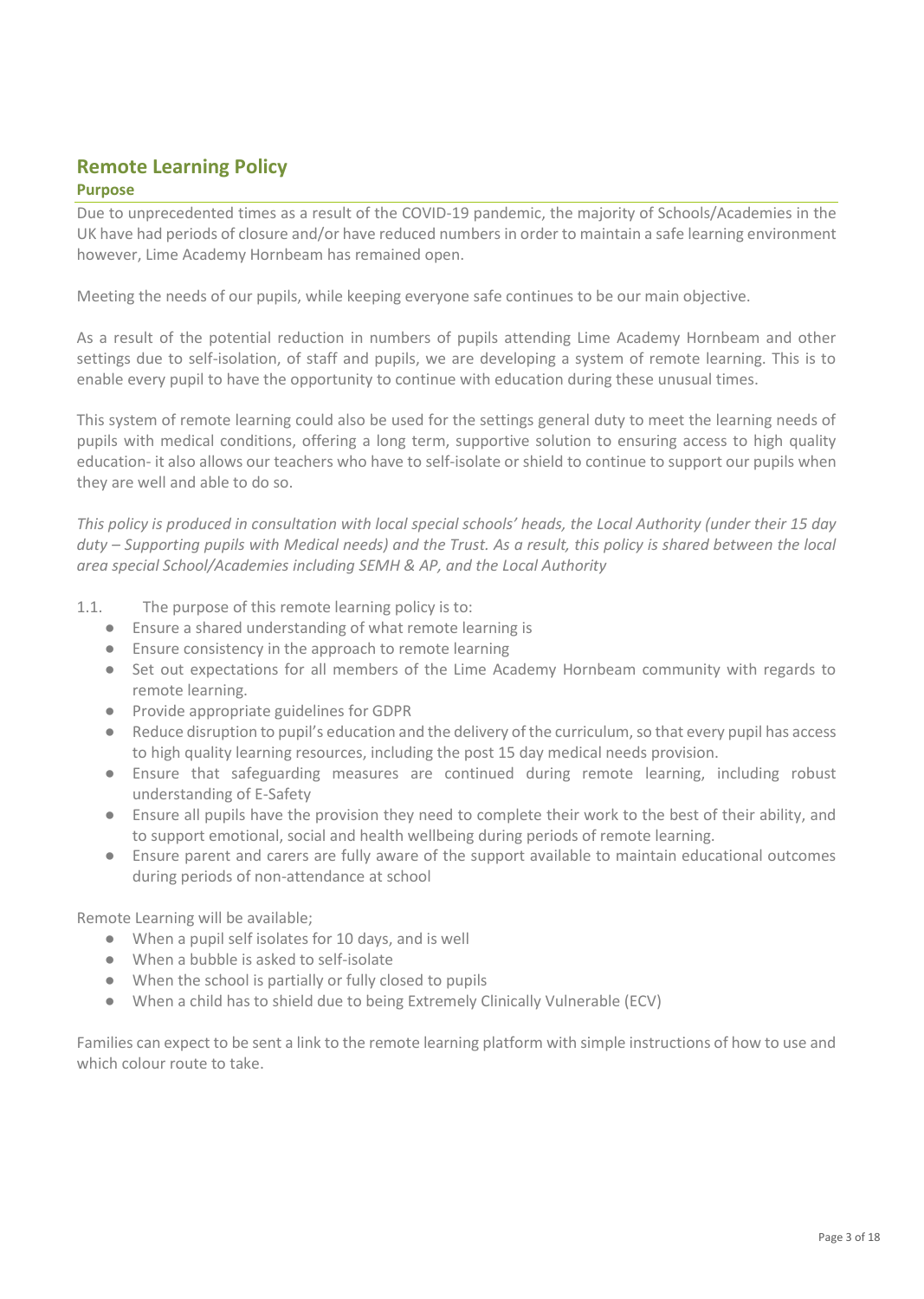## Remote Learning Policy

### Purpose

Due to unprecedented times as a result of the COVID-19 pandemic, the majority of Schools/Academies in the UK have had periods of closure and/or have reduced numbers in order to maintain a safe learning environment however, Lime Academy Hornbeam has remained open.

Meeting the needs of our pupils, while keeping everyone safe continues to be our main objective.

As a result of the potential reduction in numbers of pupils attending Lime Academy Hornbeam and other settings due to self-isolation, of staff and pupils, we are developing a system of remote learning. This is to enable every pupil to have the opportunity to continue with education during these unusual times.

This system of remote learning could also be used for the settings general duty to meet the learning needs of pupils with medical conditions, offering a long term, supportive solution to ensuring access to high quality education- it also allows our teachers who have to self-isolate or shield to continue to support our pupils when they are well and able to do so.

*This policy is produced in consultation with local special schools' heads, the Local Authority (under their 15 day duty – Supporting pupils with Medical needs) and the Trust. As a result, this policy is shared between the local area special School/Academies including SEMH & AP, and the Local Authority*

1.1. The purpose of this remote learning policy is to:

- Ensure a shared understanding of what remote learning is
- Ensure consistency in the approach to remote learning
- Set out expectations for all members of the Lime Academy Hornbeam community with regards to remote learning.
- Provide appropriate guidelines for GDPR
- Reduce disruption to pupil's education and the delivery of the curriculum, so that every pupil has access to high quality learning resources, including the post 15 day medical needs provision.
- Ensure that safeguarding measures are continued during remote learning, including robust understanding of E-Safety
- Ensure all pupils have the provision they need to complete their work to the best of their ability, and to support emotional, social and health wellbeing during periods of remote learning.
- Ensure parent and carers are fully aware of the support available to maintain educational outcomes during periods of non-attendance at school

Remote Learning will be available;

- When a pupil self isolates for 10 days, and is well
- When a bubble is asked to self-isolate
- When the school is partially or fully closed to pupils
- When a child has to shield due to being Extremely Clinically Vulnerable (ECV)

Families can expect to be sent a link to the remote learning platform with simple instructions of how to use and which colour route to take.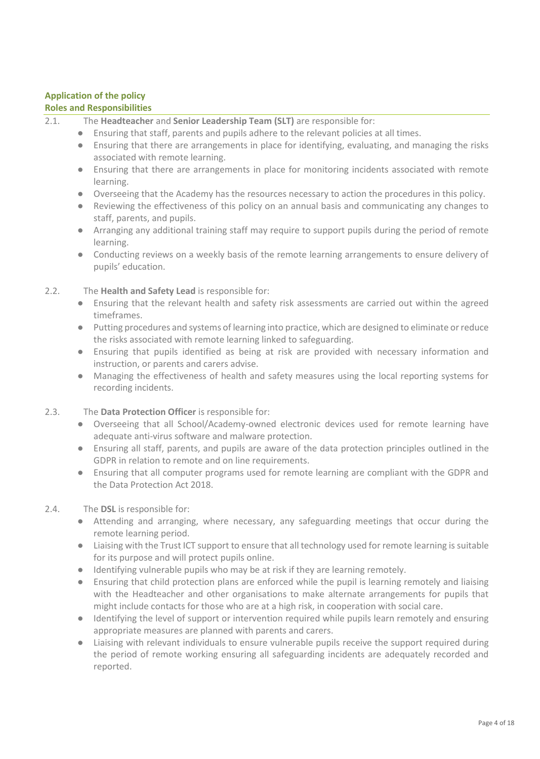## Application of the policy

## Roles and Responsibilities

2.1. The **Headteacher** and **Senior Leadership Team (SLT)** are responsible for:

- Ensuring that staff, parents and pupils adhere to the relevant policies at all times.
- Ensuring that there are arrangements in place for identifying, evaluating, and managing the risks associated with remote learning.
- Ensuring that there are arrangements in place for monitoring incidents associated with remote learning.
- Overseeing that the Academy has the resources necessary to action the procedures in this policy.
- Reviewing the effectiveness of this policy on an annual basis and communicating any changes to staff, parents, and pupils.
- Arranging any additional training staff may require to support pupils during the period of remote learning.
- Conducting reviews on a weekly basis of the remote learning arrangements to ensure delivery of pupils' education.

2.2. The **Health and Safety Lead** is responsible for:

- Ensuring that the relevant health and safety risk assessments are carried out within the agreed timeframes.
- Putting procedures and systems of learning into practice, which are designed to eliminate or reduce the risks associated with remote learning linked to safeguarding.
- Ensuring that pupils identified as being at risk are provided with necessary information and instruction, or parents and carers advise.
- Managing the effectiveness of health and safety measures using the local reporting systems for recording incidents.

2.3. The **Data Protection Officer** is responsible for:

- Overseeing that all School/Academy-owned electronic devices used for remote learning have adequate anti-virus software and malware protection.
- Ensuring all staff, parents, and pupils are aware of the data protection principles outlined in the GDPR in relation to remote and on line requirements.
- Ensuring that all computer programs used for remote learning are compliant with the GDPR and the Data Protection Act 2018.

2.4. The **DSL** is responsible for:

- Attending and arranging, where necessary, any safeguarding meetings that occur during the remote learning period.
- Liaising with the Trust ICT support to ensure that all technology used for remote learning is suitable for its purpose and will protect pupils online.
- Identifying vulnerable pupils who may be at risk if they are learning remotely.
- Ensuring that child protection plans are enforced while the pupil is learning remotely and liaising with the Headteacher and other organisations to make alternate arrangements for pupils that might include contacts for those who are at a high risk, in cooperation with social care.
- Identifying the level of support or intervention required while pupils learn remotely and ensuring appropriate measures are planned with parents and carers.
- Liaising with relevant individuals to ensure vulnerable pupils receive the support required during the period of remote working ensuring all safeguarding incidents are adequately recorded and reported.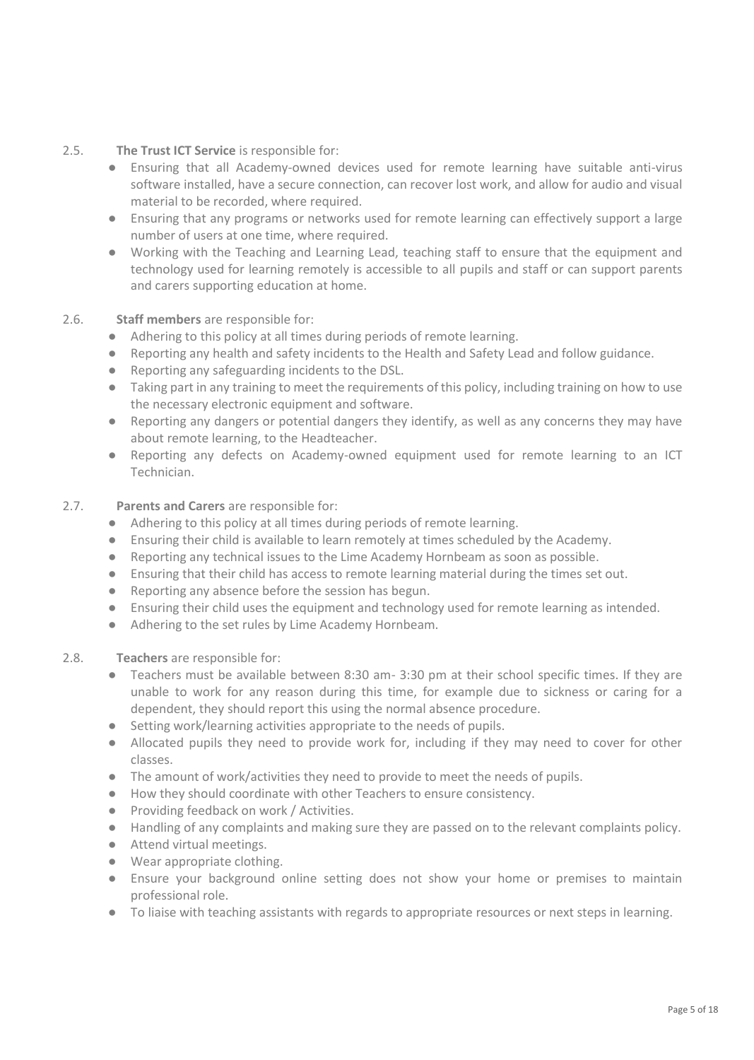2.5. **The Trust ICT Service** is responsible for:

- Ensuring that all Academy-owned devices used for remote learning have suitable anti-virus software installed, have a secure connection, can recover lost work, and allow for audio and visual material to be recorded, where required.
- Ensuring that any programs or networks used for remote learning can effectively support a large number of users at one time, where required.
- Working with the Teaching and Learning Lead, teaching staff to ensure that the equipment and technology used for learning remotely is accessible to all pupils and staff or can support parents and carers supporting education at home.

2.6. **Staff members** are responsible for:

- Adhering to this policy at all times during periods of remote learning.
- Reporting any health and safety incidents to the Health and Safety Lead and follow guidance.
- Reporting any safeguarding incidents to the DSL.
- Taking part in any training to meet the requirements of this policy, including training on how to use the necessary electronic equipment and software.
- Reporting any dangers or potential dangers they identify, as well as any concerns they may have about remote learning, to the Headteacher.
- Reporting any defects on Academy-owned equipment used for remote learning to an ICT Technician.

2.7. **Parents and Carers** are responsible for:

- Adhering to this policy at all times during periods of remote learning.
- Ensuring their child is available to learn remotely at times scheduled by the Academy.
- Reporting any technical issues to the Lime Academy Hornbeam as soon as possible.
- Ensuring that their child has access to remote learning material during the times set out.
- Reporting any absence before the session has begun.
- Ensuring their child uses the equipment and technology used for remote learning as intended.
- Adhering to the set rules by Lime Academy Hornbeam.

2.8. **Teachers** are responsible for:

- Teachers must be available between 8:30 am- 3:30 pm at their school specific times. If they are unable to work for any reason during this time, for example due to sickness or caring for a dependent, they should report this using the normal absence procedure.
- Setting work/learning activities appropriate to the needs of pupils.
- Allocated pupils they need to provide work for, including if they may need to cover for other classes.
- The amount of work/activities they need to provide to meet the needs of pupils.
- How they should coordinate with other Teachers to ensure consistency.
- Providing feedback on work / Activities.
- Handling of any complaints and making sure they are passed on to the relevant complaints policy.
- Attend virtual meetings.
- Wear appropriate clothing.
- Ensure your background online setting does not show your home or premises to maintain professional role.
- To liaise with teaching assistants with regards to appropriate resources or next steps in learning.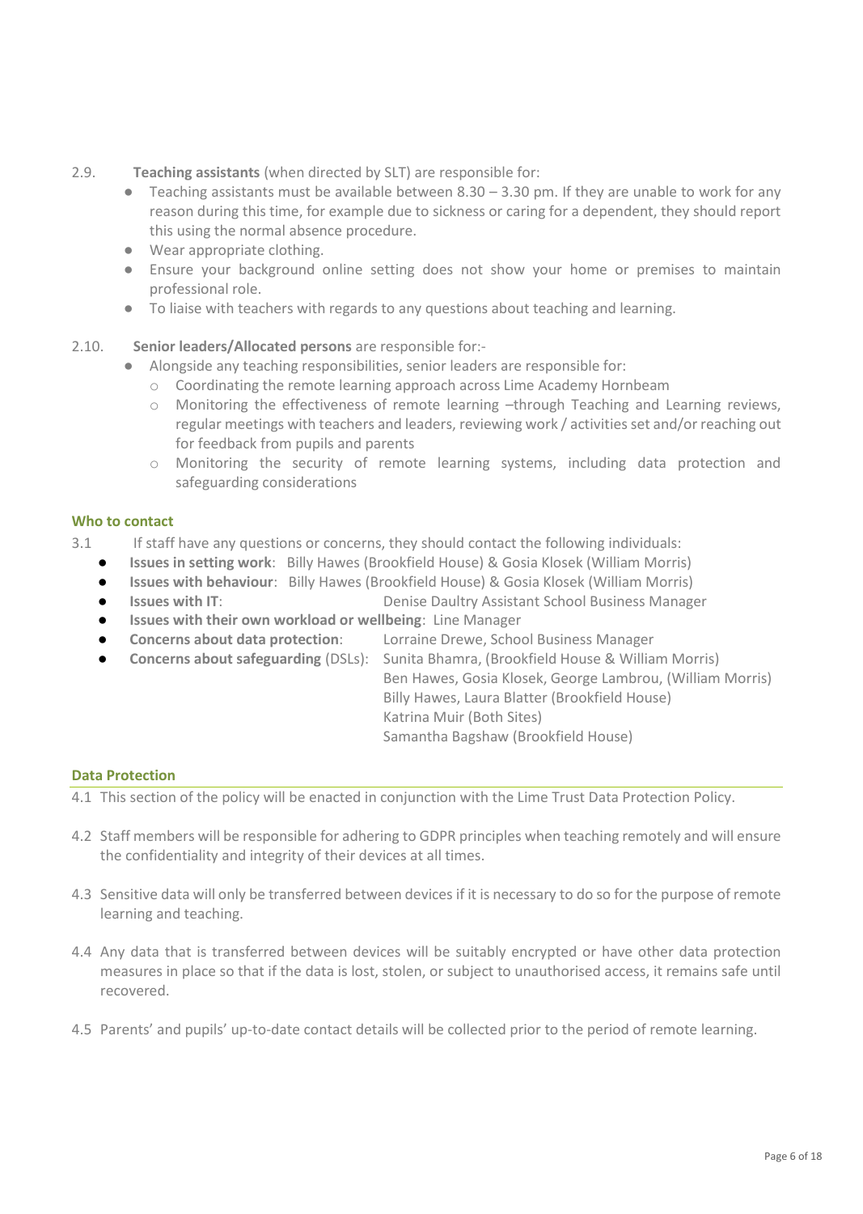2.9. **Teaching assistants** (when directed by SLT) are responsible for:

- Teaching assistants must be available between 8.30 – 3.30 pm. If they are unable to work for any reason during this time, for example due to sickness or caring for a dependent, they should report this using the normal absence procedure.
- Wear appropriate clothing.
- Ensure your background online setting does not show your home or premises to maintain professional role.
- To liaise with teachers with regards to any questions about teaching and learning.

2.10. **Senior leaders/Allocated persons** are responsible for:-

- Alongside any teaching responsibilities, senior leaders are responsible for:
  - Coordinating the remote learning approach across Lime Academy Hornbeam
  - Monitoring the effectiveness of remote learning –through Teaching and Learning reviews, regular meetings with teachers and leaders, reviewing work / activities set and/or reaching out for feedback from pupils and parents
  - Monitoring the security of remote learning systems, including data protection and safeguarding considerations

## Who to contact

3.1 If staff have any questions or concerns, they should contact the following individuals:

- **Issues in setting work**: Billy Hawes (Brookfield House) & Gosia Klosek (William Morris)
- **Issues with behaviour**: Billy Hawes (Brookfield House) & Gosia Klosek (William Morris)
- **Issues with IT**: Denise Daultry Assistant School Business Manager
- **Issues with their own workload or wellbeing**: Line Manager
- **Concerns about data protection**: Lorraine Drewe, School Business Manager
- **Concerns about safeguarding** (DSLs): Sunita Bhamra, (Brookfield House & William Morris)
  Ben Hawes, Gosia Klosek, George Lambrou, (William Morris)
  Billy Hawes, Laura Blatter (Brookfield House)
  Katrina Muir (Both Sites)
  Samantha Bagshaw (Brookfield House)

## Data Protection

4.1 This section of the policy will be enacted in conjunction with the Lime Trust Data Protection Policy.

4.2 Staff members will be responsible for adhering to GDPR principles when teaching remotely and will ensure the confidentiality and integrity of their devices at all times.

4.3 Sensitive data will only be transferred between devices if it is necessary to do so for the purpose of remote learning and teaching.

4.4 Any data that is transferred between devices will be suitably encrypted or have other data protection measures in place so that if the data is lost, stolen, or subject to unauthorised access, it remains safe until recovered.

4.5 Parents' and pupils' up-to-date contact details will be collected prior to the period of remote learning.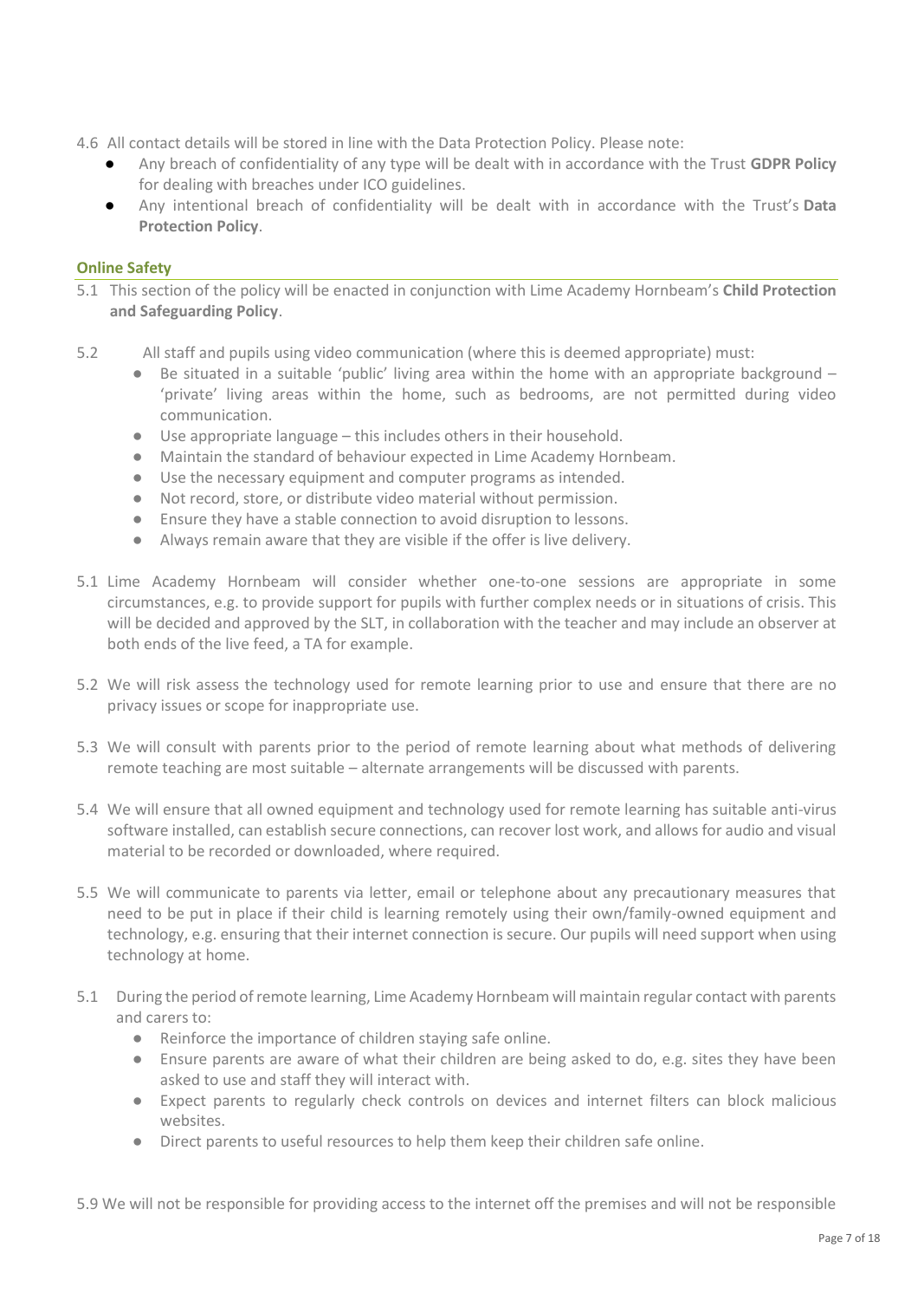4.6 All contact details will be stored in line with the Data Protection Policy. Please note:

- Any breach of confidentiality of any type will be dealt with in accordance with the Trust **GDPR Policy** for dealing with breaches under ICO guidelines.
- Any intentional breach of confidentiality will be dealt with in accordance with the Trust's **Data Protection Policy**.

## Online Safety

5.1 This section of the policy will be enacted in conjunction with Lime Academy Hornbeam's **Child Protection and Safeguarding Policy**.

5.2 All staff and pupils using video communication (where this is deemed appropriate) must:

- Be situated in a suitable 'public' living area within the home with an appropriate background – 'private' living areas within the home, such as bedrooms, are not permitted during video communication.
- Use appropriate language – this includes others in their household.
- Maintain the standard of behaviour expected in Lime Academy Hornbeam.
- Use the necessary equipment and computer programs as intended.
- Not record, store, or distribute video material without permission.
- Ensure they have a stable connection to avoid disruption to lessons.
- Always remain aware that they are visible if the offer is live delivery.

5.1 Lime Academy Hornbeam will consider whether one-to-one sessions are appropriate in some circumstances, e.g. to provide support for pupils with further complex needs or in situations of crisis. This will be decided and approved by the SLT, in collaboration with the teacher and may include an observer at both ends of the live feed, a TA for example.

5.2 We will risk assess the technology used for remote learning prior to use and ensure that there are no privacy issues or scope for inappropriate use.

5.3 We will consult with parents prior to the period of remote learning about what methods of delivering remote teaching are most suitable – alternate arrangements will be discussed with parents.

5.4 We will ensure that all owned equipment and technology used for remote learning has suitable anti-virus software installed, can establish secure connections, can recover lost work, and allows for audio and visual material to be recorded or downloaded, where required.

5.5 We will communicate to parents via letter, email or telephone about any precautionary measures that need to be put in place if their child is learning remotely using their own/family-owned equipment and technology, e.g. ensuring that their internet connection is secure. Our pupils will need support when using technology at home.

5.1 During the period of remote learning, Lime Academy Hornbeam will maintain regular contact with parents and carers to:

- Reinforce the importance of children staying safe online.
- Ensure parents are aware of what their children are being asked to do, e.g. sites they have been asked to use and staff they will interact with.
- Expect parents to regularly check controls on devices and internet filters can block malicious websites.
- Direct parents to useful resources to help them keep their children safe online.

5.9 We will not be responsible for providing access to the internet off the premises and will not be responsible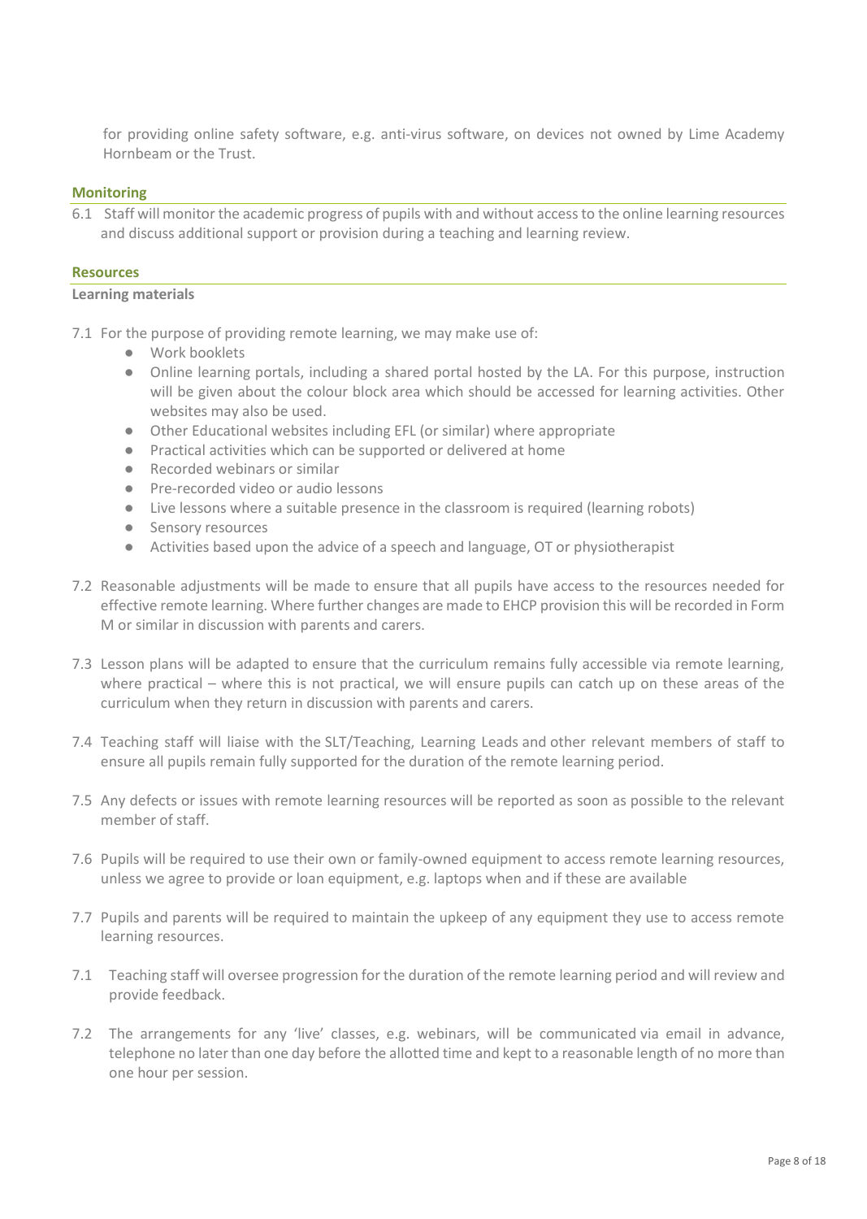for providing online safety software, e.g. anti-virus software, on devices not owned by Lime Academy Hornbeam or the Trust.

## Monitoring

6.1 Staff will monitor the academic progress of pupils with and without access to the online learning resources and discuss additional support or provision during a teaching and learning review.

## Resources

### Learning materials

7.1 For the purpose of providing remote learning, we may make use of:

- Work booklets
- Online learning portals, including a shared portal hosted by the LA. For this purpose, instruction will be given about the colour block area which should be accessed for learning activities. Other websites may also be used.
- Other Educational websites including EFL (or similar) where appropriate
- Practical activities which can be supported or delivered at home
- Recorded webinars or similar
- Pre-recorded video or audio lessons
- Live lessons where a suitable presence in the classroom is required (learning robots)
- Sensory resources
- Activities based upon the advice of a speech and language, OT or physiotherapist

7.2 Reasonable adjustments will be made to ensure that all pupils have access to the resources needed for effective remote learning. Where further changes are made to EHCP provision this will be recorded in Form M or similar in discussion with parents and carers.

7.3 Lesson plans will be adapted to ensure that the curriculum remains fully accessible via remote learning, where practical – where this is not practical, we will ensure pupils can catch up on these areas of the curriculum when they return in discussion with parents and carers.

7.4 Teaching staff will liaise with the SLT/Teaching, Learning Leads and other relevant members of staff to ensure all pupils remain fully supported for the duration of the remote learning period.

7.5 Any defects or issues with remote learning resources will be reported as soon as possible to the relevant member of staff.

7.6 Pupils will be required to use their own or family-owned equipment to access remote learning resources, unless we agree to provide or loan equipment, e.g. laptops when and if these are available

7.7 Pupils and parents will be required to maintain the upkeep of any equipment they use to access remote learning resources.

7.1 Teaching staff will oversee progression for the duration of the remote learning period and will review and provide feedback.

7.2 The arrangements for any 'live' classes, e.g. webinars, will be communicated via email in advance, telephone no later than one day before the allotted time and kept to a reasonable length of no more than one hour per session.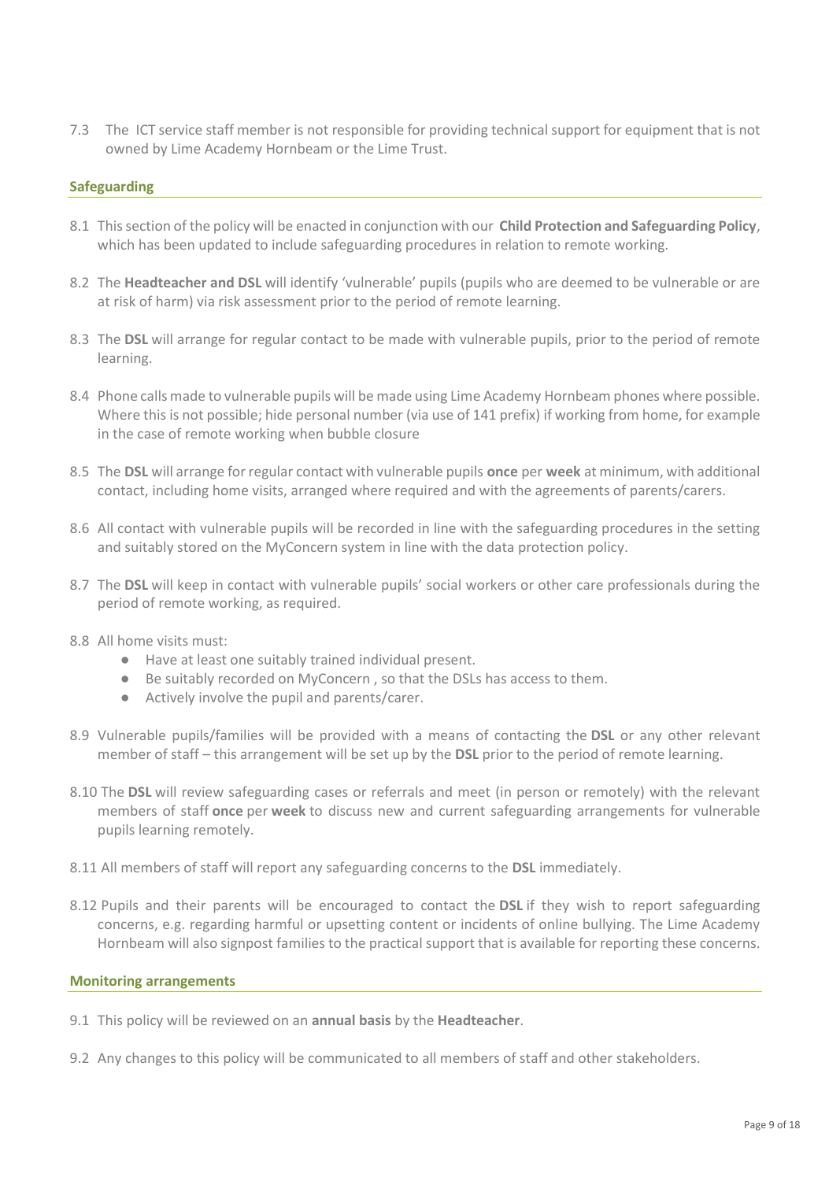7.3 The ICT service staff member is not responsible for providing technical support for equipment that is not owned by Lime Academy Hornbeam or the Lime Trust.

## Safeguarding

8.1 This section of the policy will be enacted in conjunction with our **Child Protection and Safeguarding Policy**, which has been updated to include safeguarding procedures in relation to remote working.

8.2 The **Headteacher and DSL** will identify 'vulnerable' pupils (pupils who are deemed to be vulnerable or are at risk of harm) via risk assessment prior to the period of remote learning.

8.3 The **DSL** will arrange for regular contact to be made with vulnerable pupils, prior to the period of remote learning.

8.4 Phone calls made to vulnerable pupils will be made using Lime Academy Hornbeam phones where possible. Where this is not possible; hide personal number (via use of 141 prefix) if working from home, for example in the case of remote working when bubble closure

8.5 The **DSL** will arrange for regular contact with vulnerable pupils **once** per **week** at minimum, with additional contact, including home visits, arranged where required and with the agreements of parents/carers.

8.6 All contact with vulnerable pupils will be recorded in line with the safeguarding procedures in the setting and suitably stored on the MyConcern system in line with the data protection policy.

8.7 The **DSL** will keep in contact with vulnerable pupils' social workers or other care professionals during the period of remote working, as required.

8.8 All home visits must:

- Have at least one suitably trained individual present.
- Be suitably recorded on MyConcern , so that the DSLs has access to them.
- Actively involve the pupil and parents/carer.

8.9 Vulnerable pupils/families will be provided with a means of contacting the **DSL** or any other relevant member of staff – this arrangement will be set up by the **DSL** prior to the period of remote learning.

8.10 The **DSL** will review safeguarding cases or referrals and meet (in person or remotely) with the relevant members of staff **once** per **week** to discuss new and current safeguarding arrangements for vulnerable pupils learning remotely.

8.11 All members of staff will report any safeguarding concerns to the **DSL** immediately.

8.12 Pupils and their parents will be encouraged to contact the **DSL** if they wish to report safeguarding concerns, e.g. regarding harmful or upsetting content or incidents of online bullying. The Lime Academy Hornbeam will also signpost families to the practical support that is available for reporting these concerns.

## Monitoring arrangements

9.1 This policy will be reviewed on an **annual basis** by the **Headteacher**.

9.2 Any changes to this policy will be communicated to all members of staff and other stakeholders.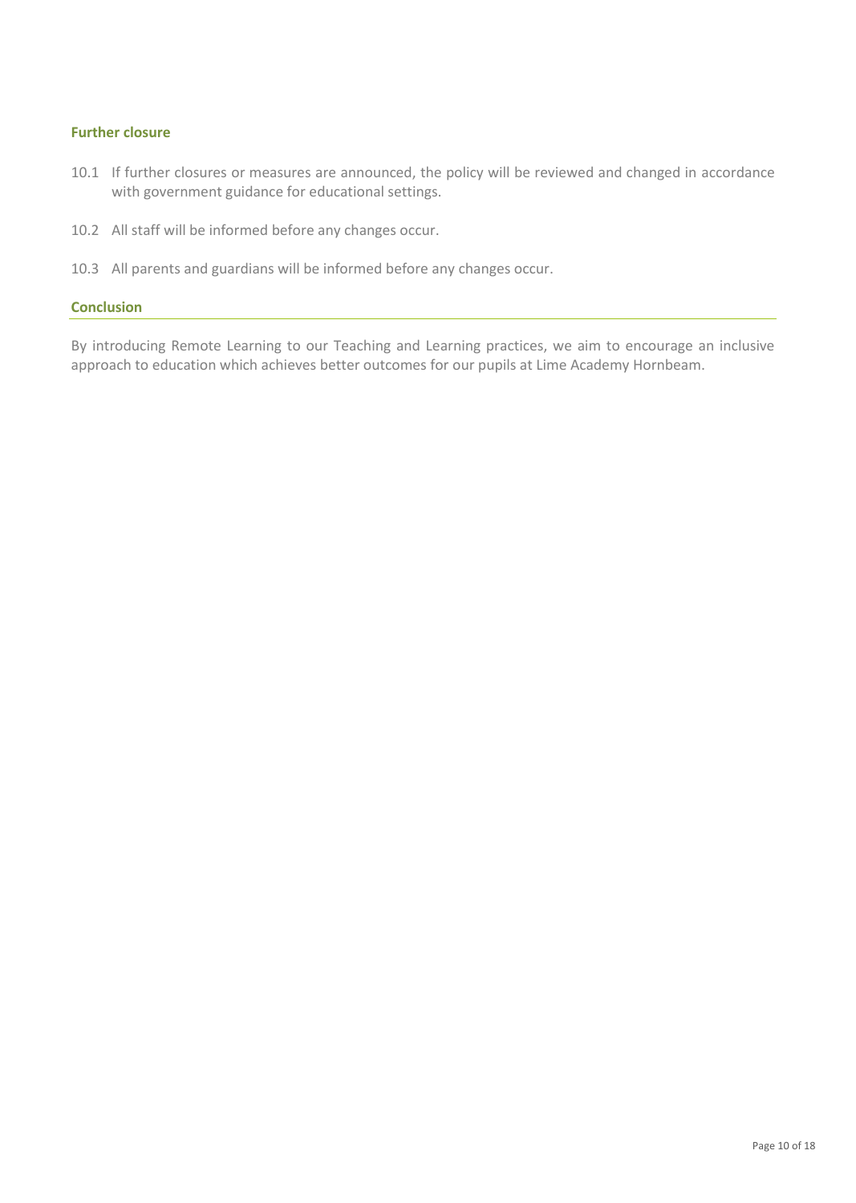## Further closure

10.1 If further closures or measures are announced, the policy will be reviewed and changed in accordance with government guidance for educational settings.

10.2 All staff will be informed before any changes occur.

10.3 All parents and guardians will be informed before any changes occur.

## Conclusion

By introducing Remote Learning to our Teaching and Learning practices, we aim to encourage an inclusive approach to education which achieves better outcomes for our pupils at Lime Academy Hornbeam.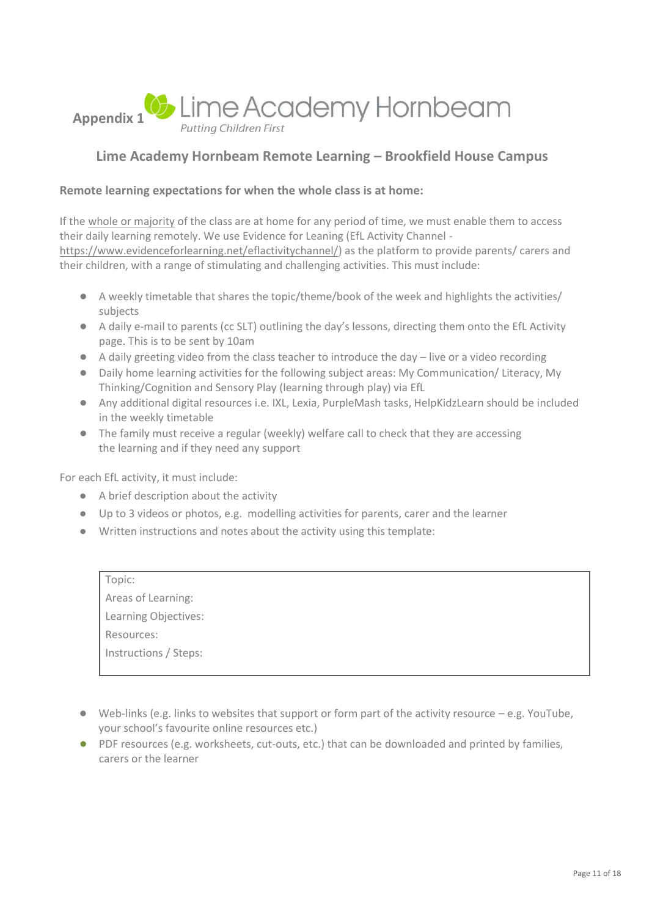**Appendix 1** Lime Academy Hornbeam

*Putting Children First*

## Lime Academy Hornbeam Remote Learning – Brookfield House Campus

**Remote learning expectations for when the whole class is at home:**

If the whole or majority of the class are at home for any period of time, we must enable them to access their daily learning remotely. We use Evidence for Leaning (EfL Activity Channel - https://www.evidenceforlearning.net/eflactivitychannel/) as the platform to provide parents/ carers and their children, with a range of stimulating and challenging activities. This must include:

- A weekly timetable that shares the topic/theme/book of the week and highlights the activities/ subjects
- A daily e-mail to parents (cc SLT) outlining the day's lessons, directing them onto the EfL Activity page. This is to be sent by 10am
- A daily greeting video from the class teacher to introduce the day – live or a video recording
- Daily home learning activities for the following subject areas: My Communication/ Literacy, My Thinking/Cognition and Sensory Play (learning through play) via EfL
- Any additional digital resources i.e. IXL, Lexia, PurpleMash tasks, HelpKidzLearn should be included in the weekly timetable
- The family must receive a regular (weekly) welfare call to check that they are accessing the learning and if they need any support

For each EfL activity, it must include:

- A brief description about the activity
- Up to 3 videos or photos, e.g. modelling activities for parents, carer and the learner
- Written instructions and notes about the activity using this template:

| Topic:<br>Areas of Learning:<br>Learning Objectives:<br>Resources:<br>Instructions / Steps: |
|---|

- Web-links (e.g. links to websites that support or form part of the activity resource – e.g. YouTube, your school's favourite online resources etc.)
- PDF resources (e.g. worksheets, cut-outs, etc.) that can be downloaded and printed by families, carers or the learner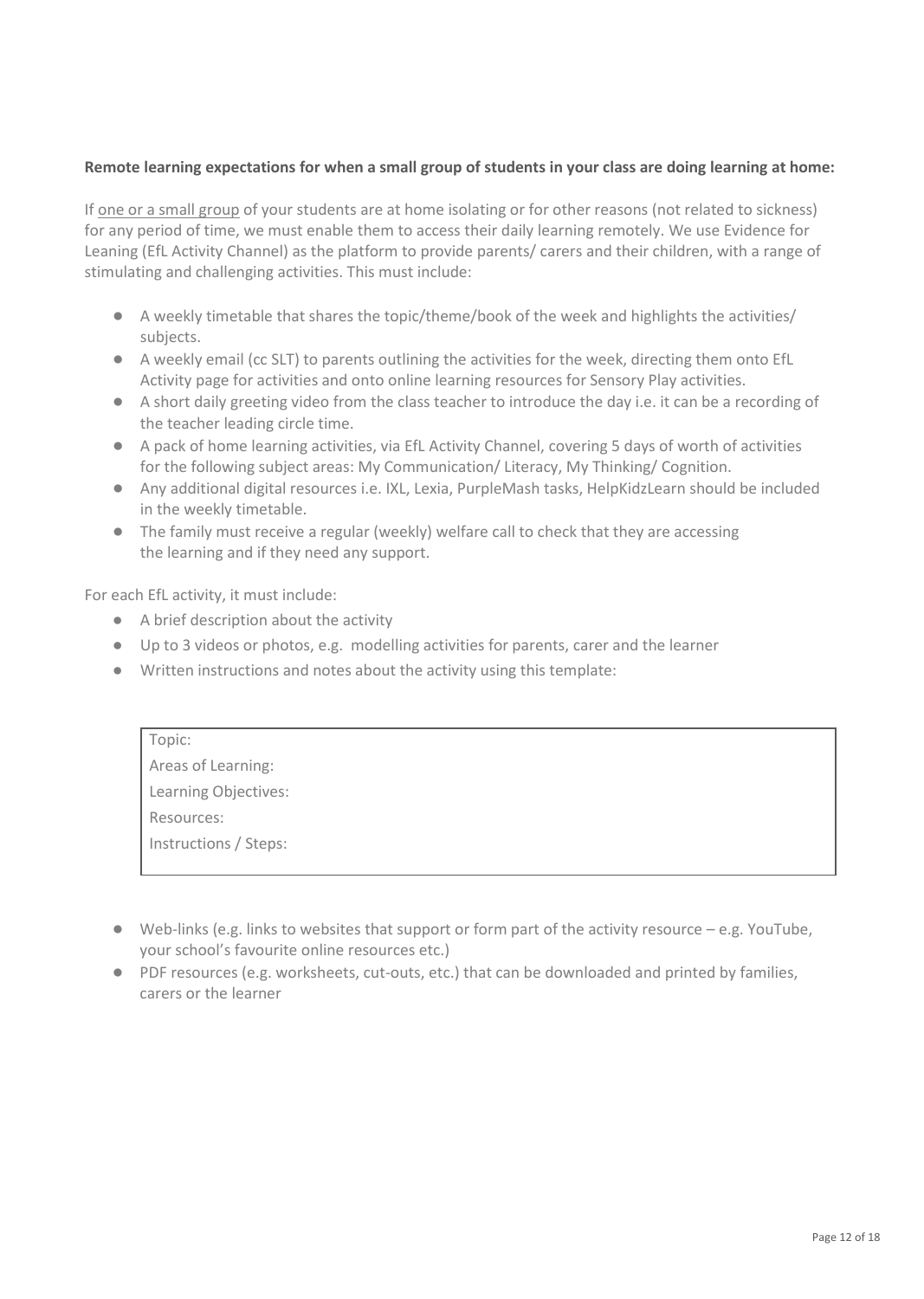**Remote learning expectations for when a small group of students in your class are doing learning at home:**

If one or a small group of your students are at home isolating or for other reasons (not related to sickness) for any period of time, we must enable them to access their daily learning remotely. We use Evidence for Leaning (EfL Activity Channel) as the platform to provide parents/ carers and their children, with a range of stimulating and challenging activities. This must include:

- A weekly timetable that shares the topic/theme/book of the week and highlights the activities/ subjects.
- A weekly email (cc SLT) to parents outlining the activities for the week, directing them onto EfL Activity page for activities and onto online learning resources for Sensory Play activities.
- A short daily greeting video from the class teacher to introduce the day i.e. it can be a recording of the teacher leading circle time.
- A pack of home learning activities, via EfL Activity Channel, covering 5 days of worth of activities for the following subject areas: My Communication/ Literacy, My Thinking/ Cognition.
- Any additional digital resources i.e. IXL, Lexia, PurpleMash tasks, HelpKidzLearn should be included in the weekly timetable.
- The family must receive a regular (weekly) welfare call to check that they are accessing the learning and if they need any support.

For each EfL activity, it must include:

- A brief description about the activity
- Up to 3 videos or photos, e.g. modelling activities for parents, carer and the learner
- Written instructions and notes about the activity using this template:

| Topic:<br>Areas of Learning:<br>Learning Objectives:<br>Resources:<br>Instructions / Steps: |
|---|

- Web-links (e.g. links to websites that support or form part of the activity resource – e.g. YouTube, your school's favourite online resources etc.)
- PDF resources (e.g. worksheets, cut-outs, etc.) that can be downloaded and printed by families, carers or the learner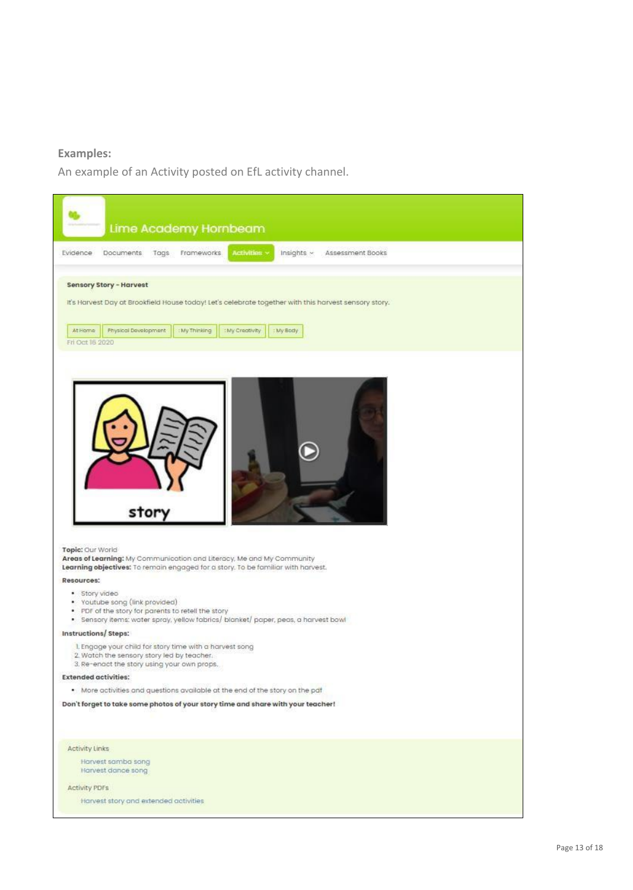**Examples:**

An example of an Activity posted on EfL activity channel.

Lime Academy Hornbeam

Evidence | Documents | Tags | Frameworks | Activities | Insights | Assessment Books

**Sensory Story - Harvest**

It's Harvest Day at Brookfield House today! Let's celebrate together with this harvest sensory story.

At Home | Physical Development | : My Thinking | : My Creativity | : My Body

Fri Oct 16 2020

story

**Topic:** Our World
**Areas of Learning:** My Communication and Literacy, Me and My Community
**Learning objectives:** To remain engaged for a story. To be familiar with harvest.

**Resources:**

- Story video
- Youtube song (link provided)
- PDF of the story for parents to retell the story
- Sensory items: water spray, yellow fabrics/ blanket/ paper, peas, a harvest bowl

**Instructions/ Steps:**

1. Engage your child for story time with a harvest song
2. Watch the sensory story led by teacher.
3. Re-enact the story using your own props.

**Extended activities:**

- More activities and questions available at the end of the story on the pdf

**Don't forget to take some photos of your story time and share with your teacher!**

Activity Links

Harvest samba song
Harvest dance song

Activity PDFs

Harvest story and extended activities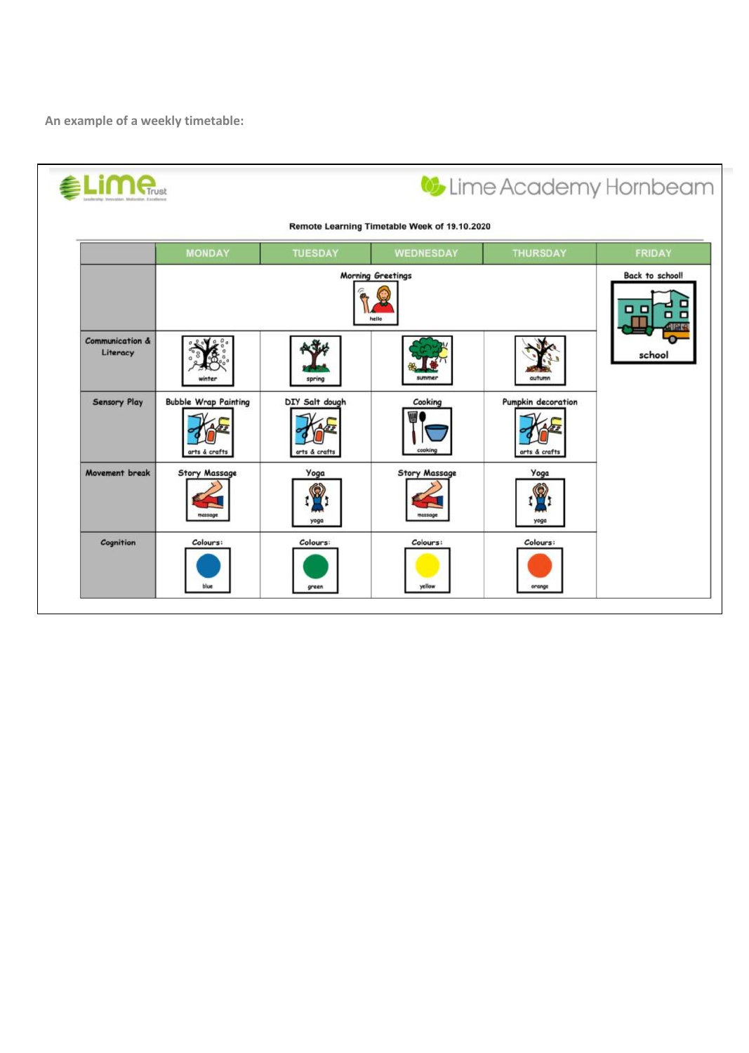**An example of a weekly timetable:**

Lime Trust

Lime Academy Hornbeam

Remote Learning Timetable Week of 19.10.2020

| | MONDAY | TUESDAY | WEDNESDAY | THURSDAY | FRIDAY |
|---|---|---|---|---|---|
| | Morning Greetings (hello) | | | | Back to school! (school) |
| Communication & Literacy | winter | spring | summer | autumn | |
| Sensory Play | Bubble Wrap Painting (arts & crafts) | DIY Salt dough (arts & crafts) | Cooking (cooking) | Pumpkin decoration (arts & crafts) | |
| Movement break | Story Massage (massage) | Yoga (yoga) | Story Massage (massage) | Yoga (yoga) | |
| Cognition | Colours: blue | Colours: green | Colours: yellow | Colours: orange | |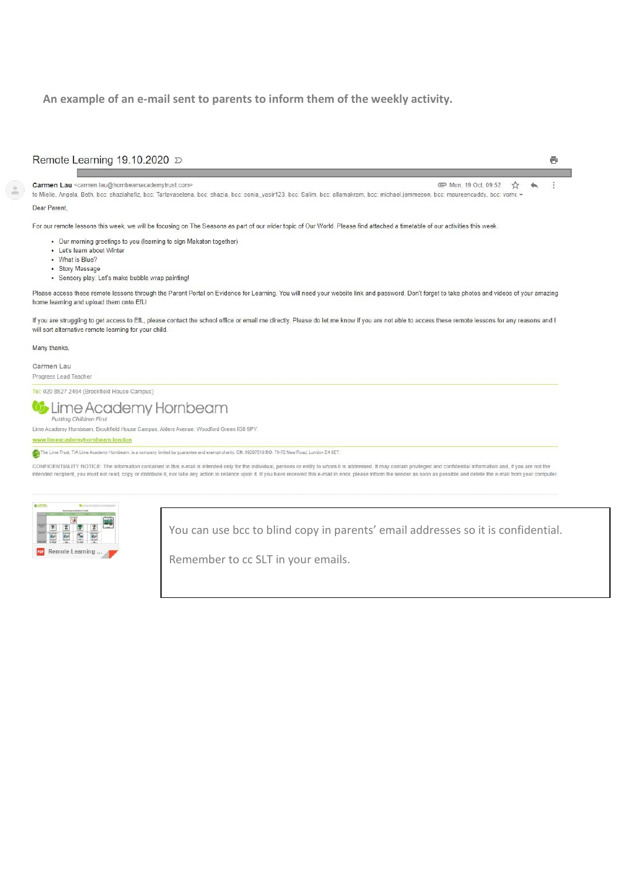**An example of an e-mail sent to parents to inform them of the weekly activity.**

Remote Learning 19.10.2020

**Carmen Lau** <carmen.lau@hornbeamacademytrust.com> Mon, 19 Oct, 09:52

to Mielie, Angela, Beth, bcc: shaziahafiz, bcc: Tartavaselena, bcc: shazia, bcc: sonia_yasir123, bcc: Salim, bcc: ellamakram, bcc: michael.jemmeson, bcc: maureencuddy, bcc: vornc

Dear Parent,

For our remote lessons this week, we will be focusing on The Seasons as part of our wider topic of Our World. Please find attached a timetable of our activities this week.

- Our morning greetings to you (learning to sign Makaton together)
- Let's learn about Winter
- What is Blue?
- Story Massage
- Sensory play: Let's make bubble wrap painting!

Please access these remote lessons through the Parent Portal on Evidence for Learning. You will need your website link and password. Don't forget to take photos and videos of your amazing home learning and upload them onto EfL!

If you are struggling to get access to EfL, please contact the school office or email me directly. Please do let me know if you are not able to access these remote lessons for any reasons and I will sort alternative remote learning for your child.

Many thanks,

Carmen Lau
Progress Lead Teacher

Tel: 020 8527 2464 (Brookfield House Campus)

Lime Academy Hornbeam
*Putting Children First*

Lime Academy Hornbeam, Brookfield House Campus, Alders Avenue, Woodford Green IG8 9PY.

www.limeacademyhornbeam.london

The Lime Trust, T/A Lime Academy Hornbeam, is a company limited by guarantee and exempt charity. CN: 09287519 RO: 70-72 New Road, London E4 8ET.

CONFIDENTIALITY NOTICE: The information contained in this e-mail is intended only for the individual, persons or entity to whom it is addressed. It may contain privileged and confidential information and, if you are not the intended recipient, you must not read, copy or distribute it, nor take any action in reliance upon it. If you have received this e-mail in error, please inform the sender as soon as possible and delete the e-mail from your computer.

Remote Learning ...

You can use bcc to blind copy in parents' email addresses so it is confidential.

Remember to cc SLT in your emails.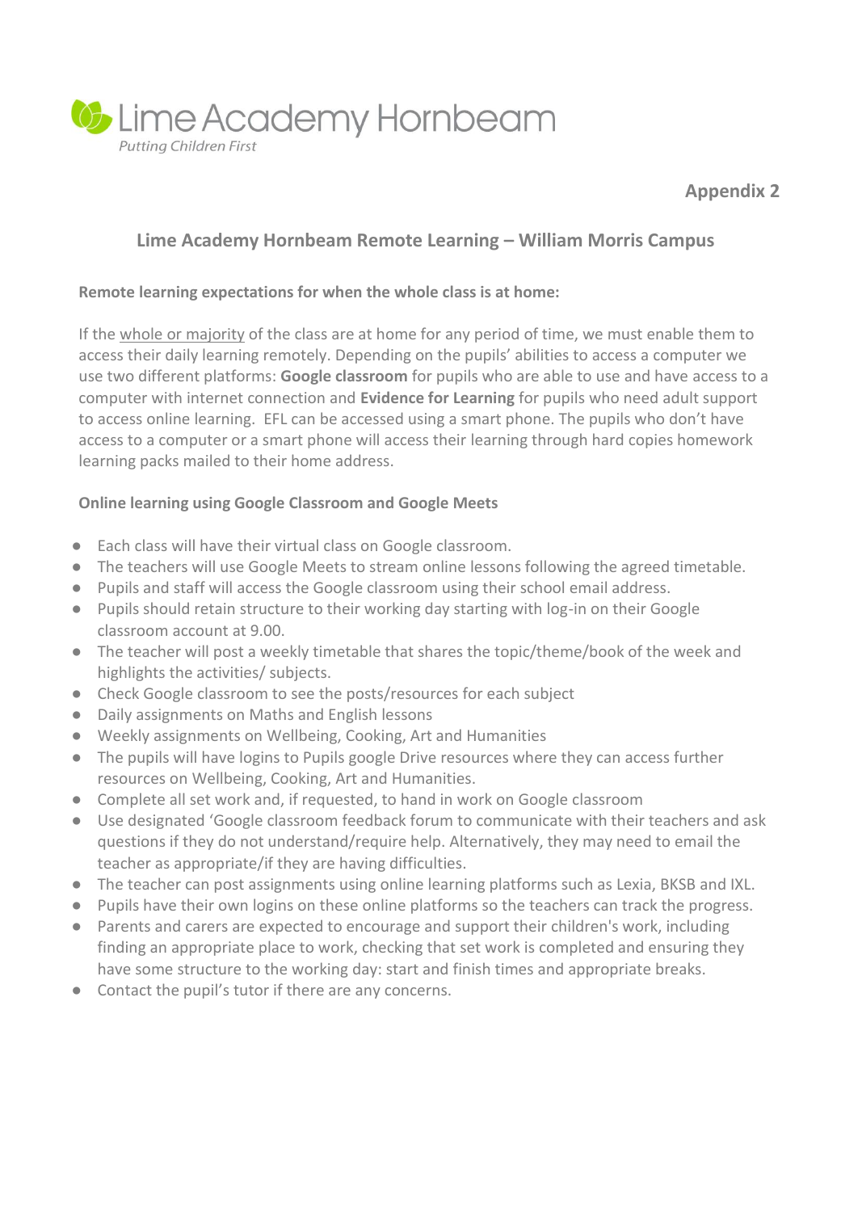Lime Academy Hornbeam

*Putting Children First*

**Appendix 2**

## Lime Academy Hornbeam Remote Learning – William Morris Campus

**Remote learning expectations for when the whole class is at home:**

If the whole or majority of the class are at home for any period of time, we must enable them to access their daily learning remotely. Depending on the pupils' abilities to access a computer we use two different platforms: **Google classroom** for pupils who are able to use and have access to a computer with internet connection and **Evidence for Learning** for pupils who need adult support to access online learning. EFL can be accessed using a smart phone. The pupils who don't have access to a computer or a smart phone will access their learning through hard copies homework learning packs mailed to their home address.

**Online learning using Google Classroom and Google Meets**

- Each class will have their virtual class on Google classroom.
- The teachers will use Google Meets to stream online lessons following the agreed timetable.
- Pupils and staff will access the Google classroom using their school email address.
- Pupils should retain structure to their working day starting with log-in on their Google classroom account at 9.00.
- The teacher will post a weekly timetable that shares the topic/theme/book of the week and highlights the activities/ subjects.
- Check Google classroom to see the posts/resources for each subject
- Daily assignments on Maths and English lessons
- Weekly assignments on Wellbeing, Cooking, Art and Humanities
- The pupils will have logins to Pupils google Drive resources where they can access further resources on Wellbeing, Cooking, Art and Humanities.
- Complete all set work and, if requested, to hand in work on Google classroom
- Use designated 'Google classroom feedback forum to communicate with their teachers and ask questions if they do not understand/require help. Alternatively, they may need to email the teacher as appropriate/if they are having difficulties.
- The teacher can post assignments using online learning platforms such as Lexia, BKSB and IXL.
- Pupils have their own logins on these online platforms so the teachers can track the progress.
- Parents and carers are expected to encourage and support their children's work, including finding an appropriate place to work, checking that set work is completed and ensuring they have some structure to the working day: start and finish times and appropriate breaks.
- Contact the pupil's tutor if there are any concerns.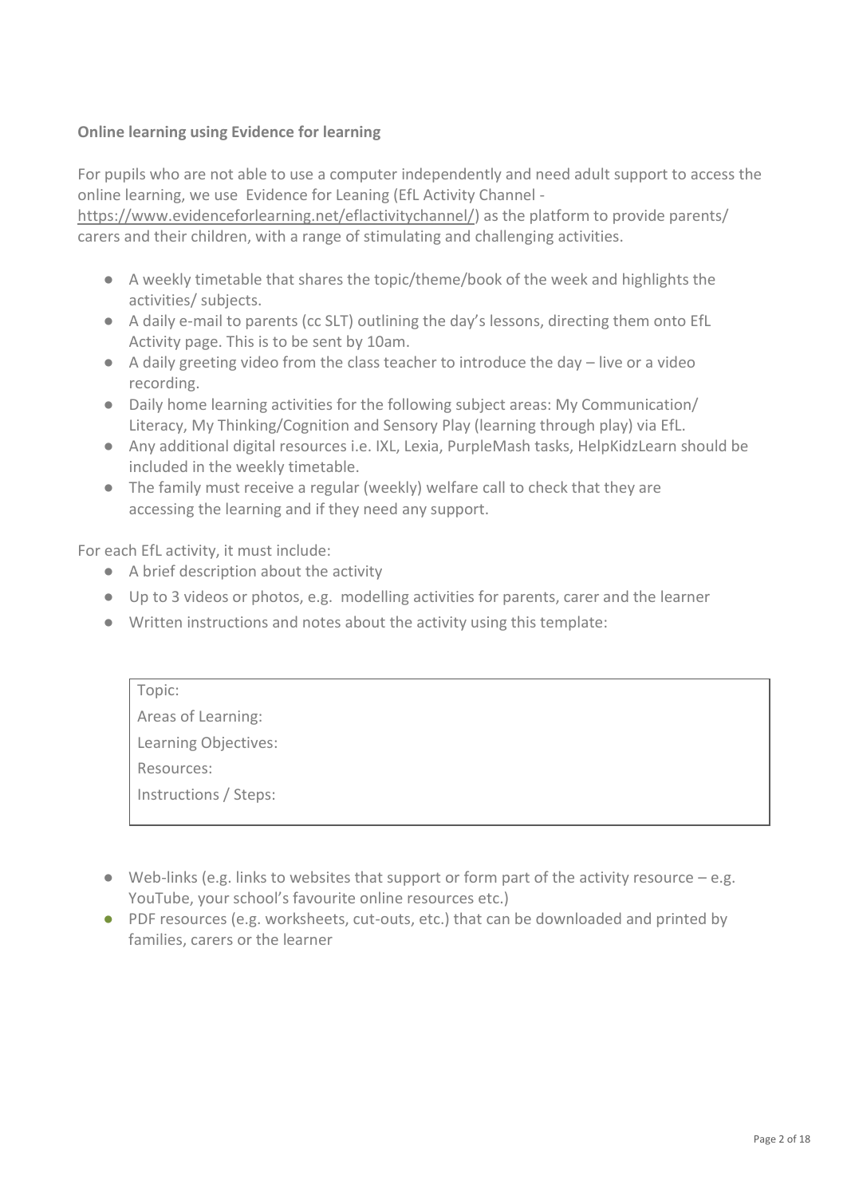**Online learning using Evidence for learning**

For pupils who are not able to use a computer independently and need adult support to access the online learning, we use Evidence for Leaning (EfL Activity Channel - https://www.evidenceforlearning.net/eflactivitychannel/) as the platform to provide parents/ carers and their children, with a range of stimulating and challenging activities.

- A weekly timetable that shares the topic/theme/book of the week and highlights the activities/ subjects.
- A daily e-mail to parents (cc SLT) outlining the day's lessons, directing them onto EfL Activity page. This is to be sent by 10am.
- A daily greeting video from the class teacher to introduce the day – live or a video recording.
- Daily home learning activities for the following subject areas: My Communication/ Literacy, My Thinking/Cognition and Sensory Play (learning through play) via EfL.
- Any additional digital resources i.e. IXL, Lexia, PurpleMash tasks, HelpKidzLearn should be included in the weekly timetable.
- The family must receive a regular (weekly) welfare call to check that they are accessing the learning and if they need any support.

For each EfL activity, it must include:

- A brief description about the activity
- Up to 3 videos or photos, e.g. modelling activities for parents, carer and the learner
- Written instructions and notes about the activity using this template:

| Topic: |
|---|
| Areas of Learning: |
| Learning Objectives: |
| Resources: |
| Instructions / Steps: |

- Web-links (e.g. links to websites that support or form part of the activity resource – e.g. YouTube, your school's favourite online resources etc.)
- PDF resources (e.g. worksheets, cut-outs, etc.) that can be downloaded and printed by families, carers or the learner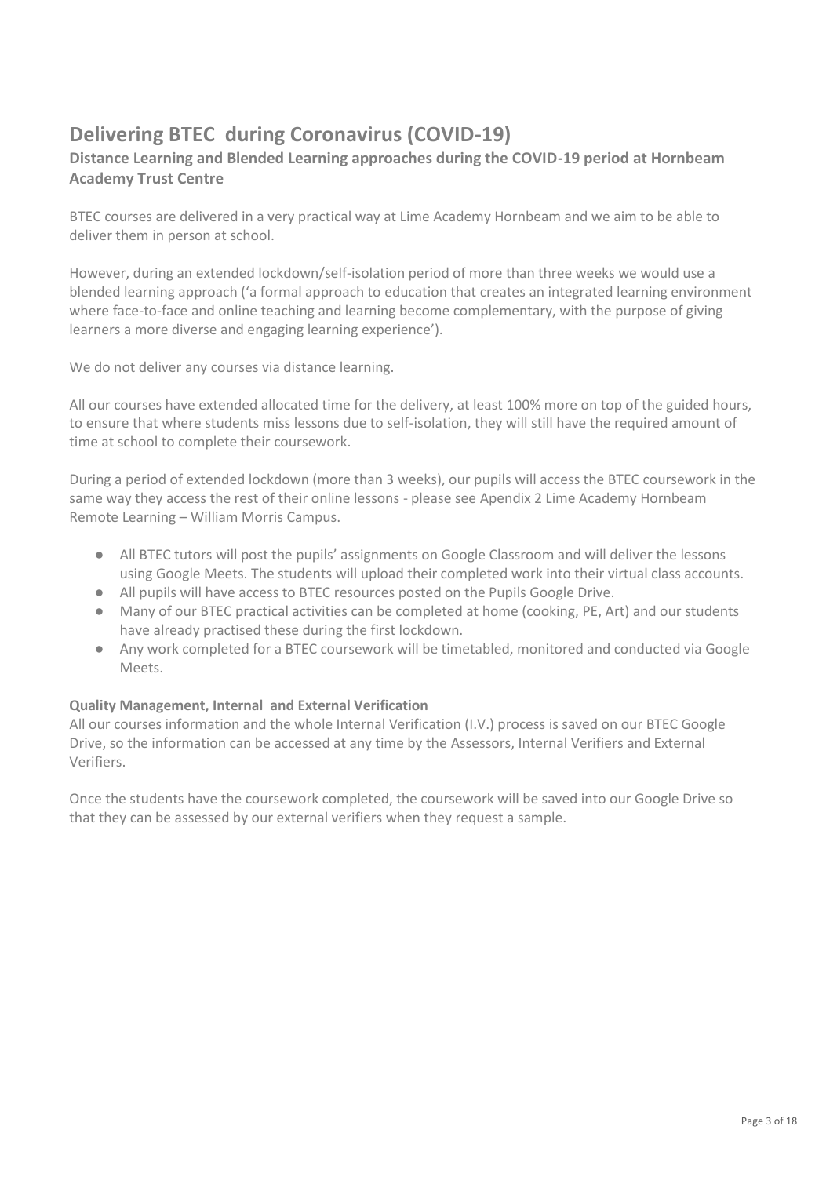# Delivering BTEC during Coronavirus (COVID-19)

### Distance Learning and Blended Learning approaches during the COVID-19 period at Hornbeam Academy Trust Centre

BTEC courses are delivered in a very practical way at Lime Academy Hornbeam and we aim to be able to deliver them in person at school.

However, during an extended lockdown/self-isolation period of more than three weeks we would use a blended learning approach ('a formal approach to education that creates an integrated learning environment where face-to-face and online teaching and learning become complementary, with the purpose of giving learners a more diverse and engaging learning experience').

We do not deliver any courses via distance learning.

All our courses have extended allocated time for the delivery, at least 100% more on top of the guided hours, to ensure that where students miss lessons due to self-isolation, they will still have the required amount of time at school to complete their coursework.

During a period of extended lockdown (more than 3 weeks), our pupils will access the BTEC coursework in the same way they access the rest of their online lessons - please see Apendix 2 Lime Academy Hornbeam Remote Learning – William Morris Campus.

- All BTEC tutors will post the pupils' assignments on Google Classroom and will deliver the lessons using Google Meets. The students will upload their completed work into their virtual class accounts.
- All pupils will have access to BTEC resources posted on the Pupils Google Drive.
- Many of our BTEC practical activities can be completed at home (cooking, PE, Art) and our students have already practised these during the first lockdown.
- Any work completed for a BTEC coursework will be timetabled, monitored and conducted via Google Meets.

**Quality Management, Internal and External Verification**

All our courses information and the whole Internal Verification (I.V.) process is saved on our BTEC Google Drive, so the information can be accessed at any time by the Assessors, Internal Verifiers and External Verifiers.

Once the students have the coursework completed, the coursework will be saved into our Google Drive so that they can be assessed by our external verifiers when they request a sample.